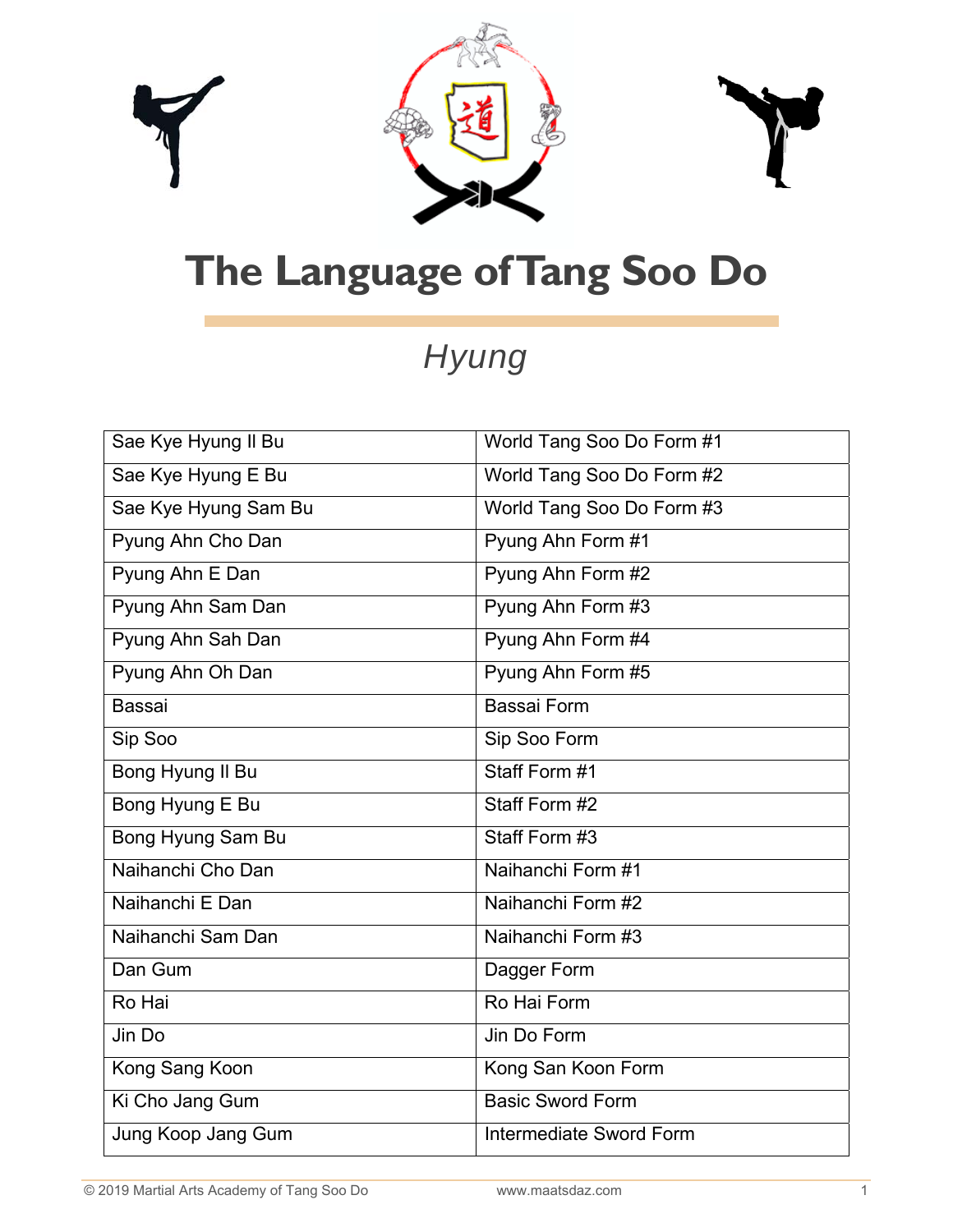# The Language of Tang Soo Do

## *Hyung*

| | |
|---|---|
| Sae Kye Hyung Il Bu | World Tang Soo Do Form #1 |
| Sae Kye Hyung E Bu | World Tang Soo Do Form #2 |
| Sae Kye Hyung Sam Bu | World Tang Soo Do Form #3 |
| Pyung Ahn Cho Dan | Pyung Ahn Form #1 |
| Pyung Ahn E Dan | Pyung Ahn Form #2 |
| Pyung Ahn Sam Dan | Pyung Ahn Form #3 |
| Pyung Ahn Sah Dan | Pyung Ahn Form #4 |
| Pyung Ahn Oh Dan | Pyung Ahn Form #5 |
| Bassai | Bassai Form |
| Sip Soo | Sip Soo Form |
| Bong Hyung Il Bu | Staff Form #1 |
| Bong Hyung E Bu | Staff Form #2 |
| Bong Hyung Sam Bu | Staff Form #3 |
| Naihanchi Cho Dan | Naihanchi Form #1 |
| Naihanchi E Dan | Naihanchi Form #2 |
| Naihanchi Sam Dan | Naihanchi Form #3 |
| Dan Gum | Dagger Form |
| Ro Hai | Ro Hai Form |
| Jin Do | Jin Do Form |
| Kong Sang Koon | Kong San Koon Form |
| Ki Cho Jang Gum | Basic Sword Form |
| Jung Koop Jang Gum | Intermediate Sword Form |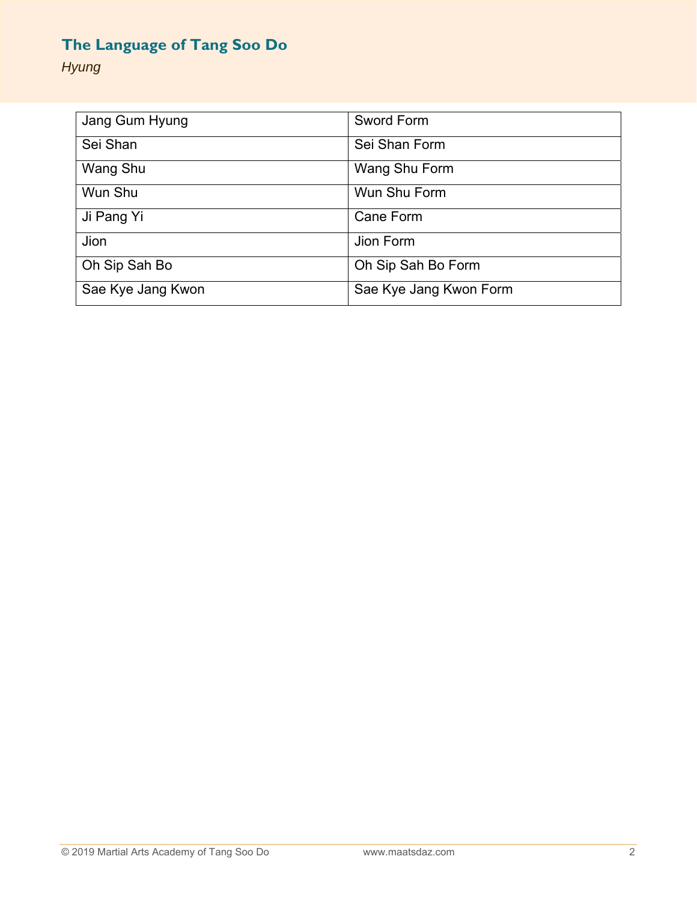| | |
|---|---|
| Jang Gum Hyung | Sword Form |
| Sei Shan | Sei Shan Form |
| Wang Shu | Wang Shu Form |
| Wun Shu | Wun Shu Form |
| Ji Pang Yi | Cane Form |
| Jion | Jion Form |
| Oh Sip Sah Bo | Oh Sip Sah Bo Form |
| Sae Kye Jang Kwon | Sae Kye Jang Kwon Form |